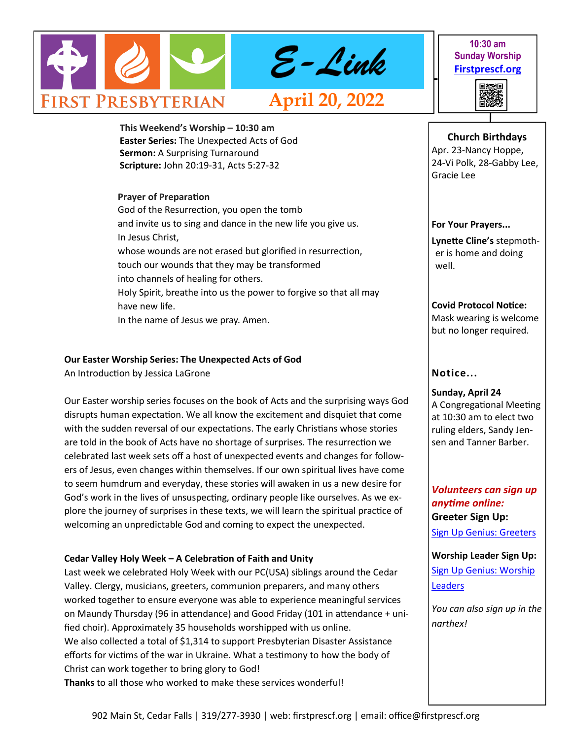# First Presbyterian E-Link

**April 20, 2022**

**10:30 am Sunday Worship**
[Firstprescf.org](Firstprescf.org)

**This Weekend's Worship – 10:30 am**
**Easter Series:** The Unexpected Acts of God
**Sermon:** A Surprising Turnaround
**Scripture:** John 20:19-31, Acts 5:27-32

**Prayer of Preparation**
God of the Resurrection, you open the tomb
and invite us to sing and dance in the new life you give us.
In Jesus Christ,
whose wounds are not erased but glorified in resurrection,
touch our wounds that they may be transformed
into channels of healing for others.
Holy Spirit, breathe into us the power to forgive so that all may have new life.
In the name of Jesus we pray. Amen.

**Our Easter Worship Series: The Unexpected Acts of God**
An Introduction by Jessica LaGrone

Our Easter worship series focuses on the book of Acts and the surprising ways God disrupts human expectation. We all know the excitement and disquiet that come with the sudden reversal of our expectations. The early Christians whose stories are told in the book of Acts have no shortage of surprises. The resurrection we celebrated last week sets off a host of unexpected events and changes for followers of Jesus, even changes within themselves. If our own spiritual lives have come to seem humdrum and everyday, these stories will awaken in us a new desire for God's work in the lives of unsuspecting, ordinary people like ourselves. As we explore the journey of surprises in these texts, we will learn the spiritual practice of welcoming an unpredictable God and coming to expect the unexpected.

**Cedar Valley Holy Week – A Celebration of Faith and Unity**
Last week we celebrated Holy Week with our PC(USA) siblings around the Cedar Valley. Clergy, musicians, greeters, communion preparers, and many others worked together to ensure everyone was able to experience meaningful services on Maundy Thursday (96 in attendance) and Good Friday (101 in attendance + unified choir). Approximately 35 households worshipped with us online.
We also collected a total of $1,314 to support Presbyterian Disaster Assistance efforts for victims of the war in Ukraine. What a testimony to how the body of Christ can work together to bring glory to God!
**Thanks** to all those who worked to make these services wonderful!

**Church Birthdays**
Apr. 23-Nancy Hoppe, 24-Vi Polk, 28-Gabby Lee, Gracie Lee

**For Your Prayers...**
**Lynette Cline's** stepmother is home and doing well.

**Covid Protocol Notice:**
Mask wearing is welcome but no longer required.

**Notice...**
**Sunday, April 24**
A Congregational Meeting at 10:30 am to elect two ruling elders, Sandy Jensen and Tanner Barber.

***Volunteers can sign up anytime online:***
**Greeter Sign Up:**
Sign Up Genius: Greeters

**Worship Leader Sign Up:**
Sign Up Genius: Worship Leaders

*You can also sign up in the narthex!*

902 Main St, Cedar Falls | 319/277-3930 | web: firstprescf.org | email: office@firstprescf.org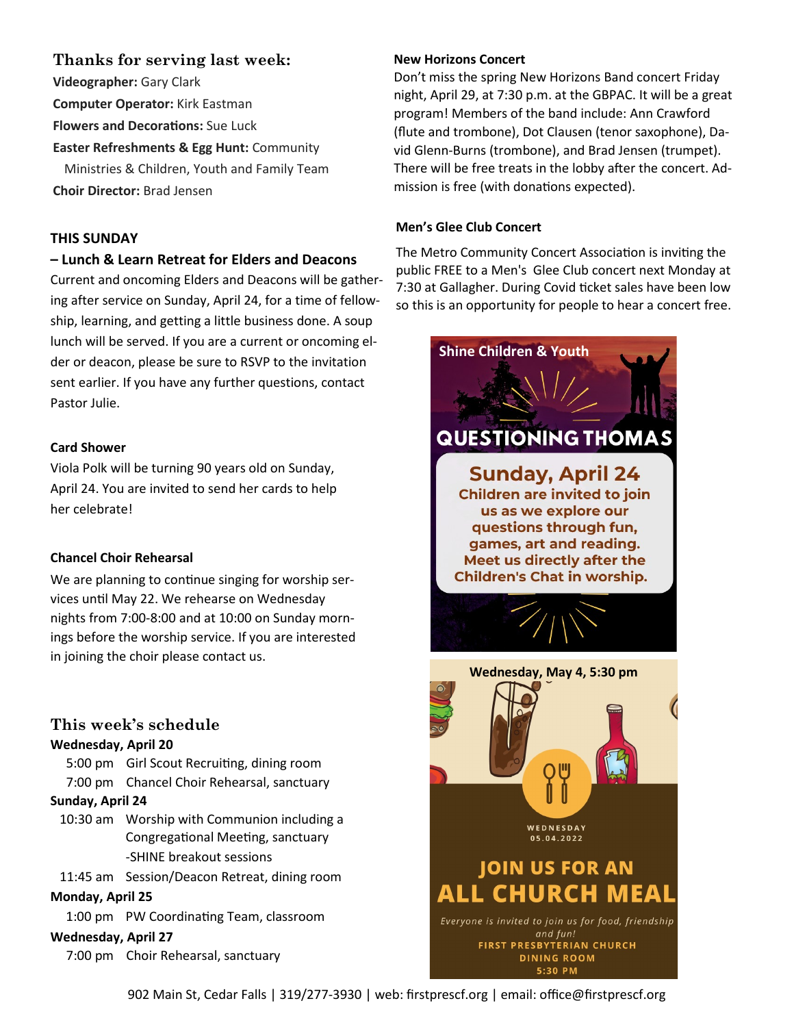## Thanks for serving last week:

**Videographer:** Gary Clark
**Computer Operator:** Kirk Eastman
**Flowers and Decorations:** Sue Luck
**Easter Refreshments & Egg Hunt:** Community Ministries & Children, Youth and Family Team
**Choir Director:** Brad Jensen

### THIS SUNDAY

### – Lunch & Learn Retreat for Elders and Deacons

Current and oncoming Elders and Deacons will be gathering after service on Sunday, April 24, for a time of fellowship, learning, and getting a little business done. A soup lunch will be served. If you are a current or oncoming elder or deacon, please be sure to RSVP to the invitation sent earlier. If you have any further questions, contact Pastor Julie.

### Card Shower

Viola Polk will be turning 90 years old on Sunday, April 24. You are invited to send her cards to help her celebrate!

### Chancel Choir Rehearsal

We are planning to continue singing for worship services until May 22. We rehearse on Wednesday nights from 7:00-8:00 and at 10:00 on Sunday mornings before the worship service. If you are interested in joining the choir please contact us.

## This week's schedule

**Wednesday, April 20**

5:00 pm Girl Scout Recruiting, dining room
7:00 pm Chancel Choir Rehearsal, sanctuary

**Sunday, April 24**

10:30 am Worship with Communion including a Congregational Meeting, sanctuary
-SHINE breakout sessions
11:45 am Session/Deacon Retreat, dining room

**Monday, April 25**

1:00 pm PW Coordinating Team, classroom

**Wednesday, April 27**

7:00 pm Choir Rehearsal, sanctuary

### New Horizons Concert

Don't miss the spring New Horizons Band concert Friday night, April 29, at 7:30 p.m. at the GBPAC. It will be a great program! Members of the band include: Ann Crawford (flute and trombone), Dot Clausen (tenor saxophone), David Glenn-Burns (trombone), and Brad Jensen (trumpet). There will be free treats in the lobby after the concert. Admission is free (with donations expected).

### Men's Glee Club Concert

The Metro Community Concert Association is inviting the public FREE to a Men's Glee Club concert next Monday at 7:30 at Gallagher. During Covid ticket sales have been low so this is an opportunity for people to hear a concert free.

**Shine Children & Youth**

## QUESTIONING THOMAS

**Sunday, April 24**

**Children are invited to join us as we explore our questions through fun, games, art and reading. Meet us directly after the Children's Chat in worship.**

**Wednesday, May 4, 5:30 pm**

WEDNESDAY
05.04.2022

## JOIN US FOR AN ALL CHURCH MEAL

*Everyone is invited to join us for food, friendship and fun!*

FIRST PRESBYTERIAN CHURCH
DINING ROOM
5:30 PM

902 Main St, Cedar Falls | 319/277-3930 | web: firstprescf.org | email: office@firstprescf.org